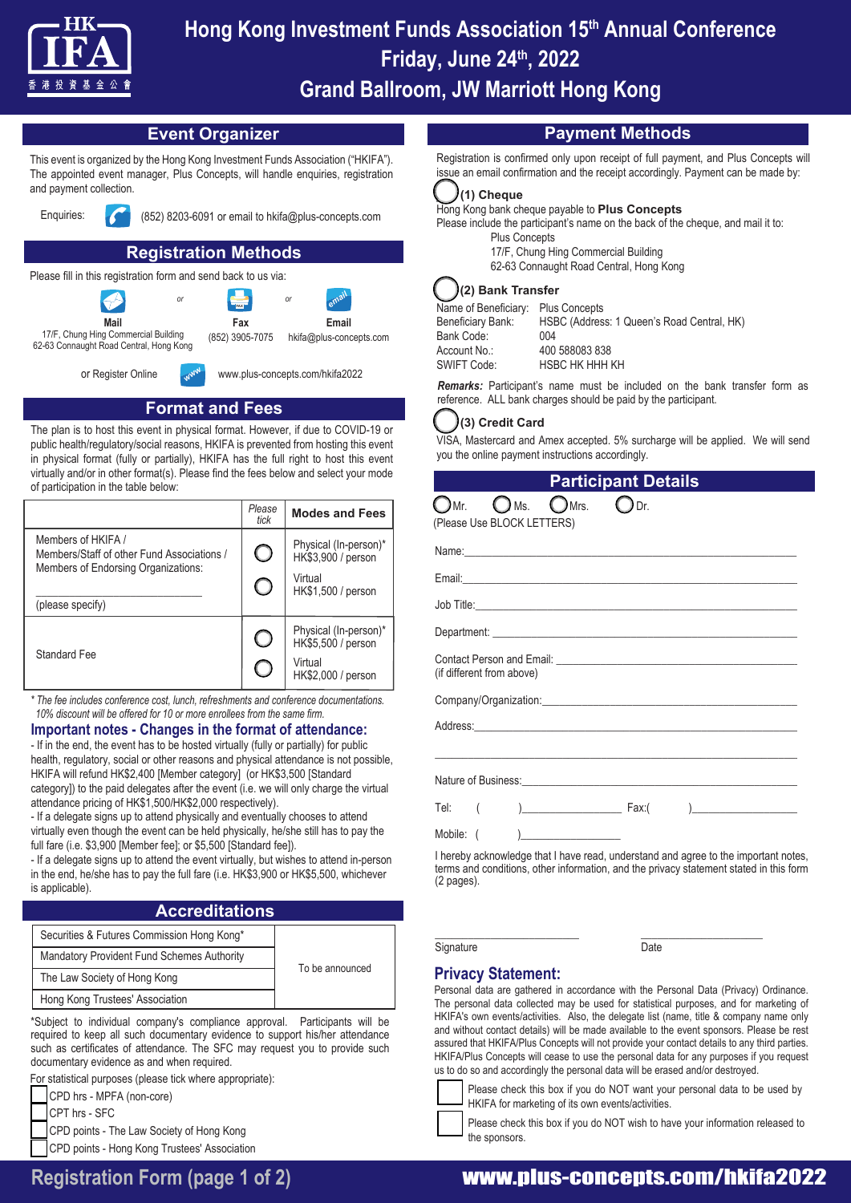# Hong Kong Investment Funds Association 15th Annual Conference

## Friday, June 24th, 2022

## Grand Ballroom, JW Marriott Hong Kong

## Event Organizer

This event is organized by the Hong Kong Investment Funds Association ("HKIFA"). The appointed event manager, Plus Concepts, will handle enquiries, registration and payment collection.

Enquiries: (852) 8203-6091 or email to hkifa@plus-concepts.com

## Registration Methods

Please fill in this registration form and send back to us via:

**Mail**
17/F, Chung Hing Commercial Building
62-63 Connaught Road Central, Hong Kong

or

**Fax**
(852) 3905-7075

or

**Email**
hkifa@plus-concepts.com

or Register Online www.plus-concepts.com/hkifa2022

## Format and Fees

The plan is to host this event in physical format. However, if due to COVID-19 or public health/regulatory/social reasons, HKIFA is prevented from hosting this event in physical format (fully or partially), HKIFA has the full right to host this event virtually and/or in other format(s). Please find the fees below and select your mode of participation in the table below:

| | Please tick | Modes and Fees |
|---|---|---|
| Members of HKIFA / Members/Staff of other Fund Associations / Members of Endorsing Organizations: ________________ (please specify) | ◯ | Physical (In-person)* HK$3,900 / person |
| | ◯ | Virtual HK$1,500 / person |
| Standard Fee | ◯ | Physical (In-person)* HK$5,500 / person |
| | ◯ | Virtual HK$2,000 / person |

*\* The fee includes conference cost, lunch, refreshments and conference documentations.*
*10% discount will be offered for 10 or more enrollees from the same firm.*

### Important notes - Changes in the format of attendance:

- If in the end, the event has to be hosted virtually (fully or partially) for public health, regulatory, social or other reasons and physical attendance is not possible, HKIFA will refund HK$2,400 [Member category] (or HK$3,500 [Standard category]) to the paid delegates after the event (i.e. we will only charge the virtual attendance pricing of HK$1,500/HK$2,000 respectively).
- If a delegate signs up to attend physically and eventually chooses to attend virtually even though the event can be held physically, he/she still has to pay the full fare (i.e. $3,900 [Member fee]; or $5,500 [Standard fee]).
- If a delegate signs up to attend the event virtually, but wishes to attend in-person in the end, he/she has to pay the full fare (i.e. HK$3,900 or HK$5,500, whichever is applicable).

## Accreditations

| | |
|---|---|
| Securities & Futures Commission Hong Kong* | To be announced |
| Mandatory Provident Fund Schemes Authority | |
| The Law Society of Hong Kong | |
| Hong Kong Trustees' Association | |

*Subject to individual company's compliance approval. Participants will be required to keep all such documentary evidence to support his/her attendance such as certificates of attendance. The SFC may request you to provide such documentary evidence as and when required.

For statistical purposes (please tick where appropriate):

- ☐ CPD hrs - MPFA (non-core)
- ☐ CPT hrs - SFC
- ☐ CPD points - The Law Society of Hong Kong
- ☐ CPD points - Hong Kong Trustees' Association

## Payment Methods

Registration is confirmed only upon receipt of full payment, and Plus Concepts will issue an email confirmation and the receipt accordingly. Payment can be made by:

◯ **(1) Cheque**

Hong Kong bank cheque payable to **Plus Concepts**
Please include the participant's name on the back of the cheque, and mail it to:
Plus Concepts
17/F, Chung Hing Commercial Building
62-63 Connaught Road Central, Hong Kong

◯ **(2) Bank Transfer**

| | |
|---|---|
| Name of Beneficiary: | Plus Concepts |
| Beneficiary Bank: | HSBC (Address: 1 Queen's Road Central, HK) |
| Bank Code: | 004 |
| Account No.: | 400 588083 838 |
| SWIFT Code: | HSBC HK HHH KH |

***Remarks:*** Participant's name must be included on the bank transfer form as reference. ALL bank charges should be paid by the participant.

◯ **(3) Credit Card**

VISA, Mastercard and Amex accepted. 5% surcharge will be applied. We will send you the online payment instructions accordingly.

## Participant Details

◯ Mr. ◯ Ms. ◯ Mrs. ◯ Dr.
(Please Use BLOCK LETTERS)

Name: ________________

Email: ________________

Job Title: ________________

Department: ________________

Contact Person and Email: ________________
(if different from above)

Company/Organization: ________________

Address: ________________

________________

Nature of Business: ________________

Tel: ( )________________ Fax:( )________________

Mobile: ( )________________

I hereby acknowledge that I have read, understand and agree to the important notes, terms and conditions, other information, and the privacy statement stated in this form (2 pages).

________________ ________________
Signature Date

### Privacy Statement:

Personal data are gathered in accordance with the Personal Data (Privacy) Ordinance. The personal data collected may be used for statistical purposes, and for marketing of HKIFA's own events/activities. Also, the delegate list (name, title & company name only and without contact details) will be made available to the event sponsors. Please be rest assured that HKIFA/Plus Concepts will not provide your contact details to any third parties. HKIFA/Plus Concepts will cease to use the personal data for any purposes if you request us to do so and accordingly the personal data will be erased and/or destroyed.

- ☐ Please check this box if you do NOT want your personal data to be used by HKIFA for marketing of its own events/activities.
- ☐ Please check this box if you do NOT wish to have your information released to the sponsors.

Registration Form (page 1 of 2) www.plus-concepts.com/hkifa2022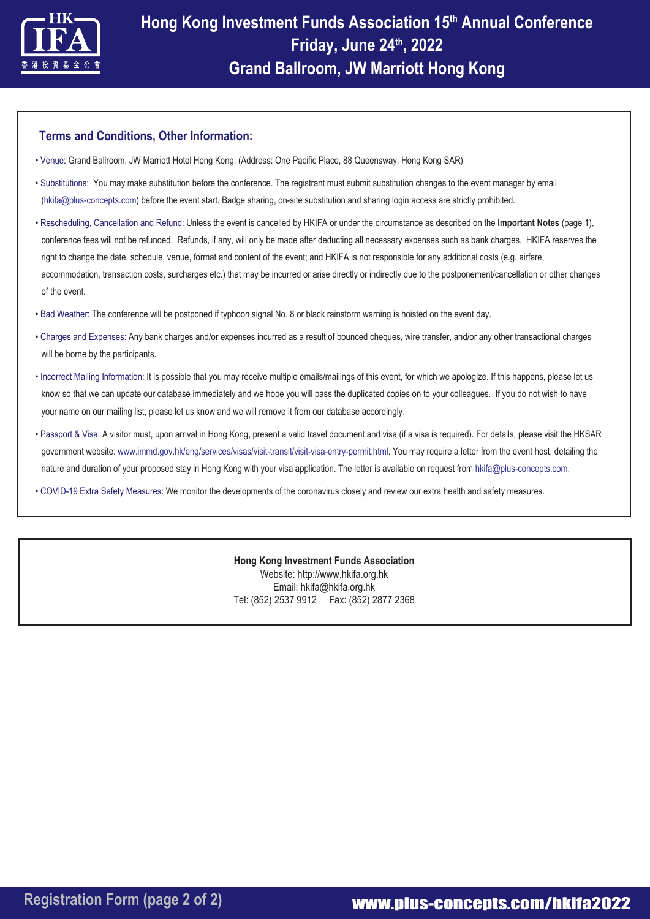# Hong Kong Investment Funds Association 15th Annual Conference
# Friday, June 24th, 2022
# Grand Ballroom, JW Marriott Hong Kong

## Terms and Conditions, Other Information:

- Venue: Grand Ballroom, JW Marriott Hotel Hong Kong. (Address: One Pacific Place, 88 Queensway, Hong Kong SAR)
- Substitutions: You may make substitution before the conference. The registrant must submit substitution changes to the event manager by email (hkifa@plus-concepts.com) before the event start. Badge sharing, on-site substitution and sharing login access are strictly prohibited.
- Rescheduling, Cancellation and Refund: Unless the event is cancelled by HKIFA or under the circumstance as described on the **Important Notes** (page 1), conference fees will not be refunded. Refunds, if any, will only be made after deducting all necessary expenses such as bank charges. HKIFA reserves the right to change the date, schedule, venue, format and content of the event; and HKIFA is not responsible for any additional costs (e.g. airfare, accommodation, transaction costs, surcharges etc.) that may be incurred or arise directly or indirectly due to the postponement/cancellation or other changes of the event.
- Bad Weather: The conference will be postponed if typhoon signal No. 8 or black rainstorm warning is hoisted on the event day.
- Charges and Expenses: Any bank charges and/or expenses incurred as a result of bounced cheques, wire transfer, and/or any other transactional charges will be borne by the participants.
- Incorrect Mailing Information: It is possible that you may receive multiple emails/mailings of this event, for which we apologize. If this happens, please let us know so that we can update our database immediately and we hope you will pass the duplicated copies on to your colleagues. If you do not wish to have your name on our mailing list, please let us know and we will remove it from our database accordingly.
- Passport & Visa: A visitor must, upon arrival in Hong Kong, present a valid travel document and visa (if a visa is required). For details, please visit the HKSAR government website: www.immd.gov.hk/eng/services/visas/visit-transit/visit-visa-entry-permit.html. You may require a letter from the event host, detailing the nature and duration of your proposed stay in Hong Kong with your visa application. The letter is available on request from hkifa@plus-concepts.com.
- COVID-19 Extra Safety Measures: We monitor the developments of the coronavirus closely and review our extra health and safety measures.

**Hong Kong Investment Funds Association**
Website: http://www.hkifa.org.hk
Email: hkifa@hkifa.org.hk
Tel: (852) 2537 9912 Fax: (852) 2877 2368

Registration Form (page 2 of 2)

www.plus-concepts.com/hkifa2022